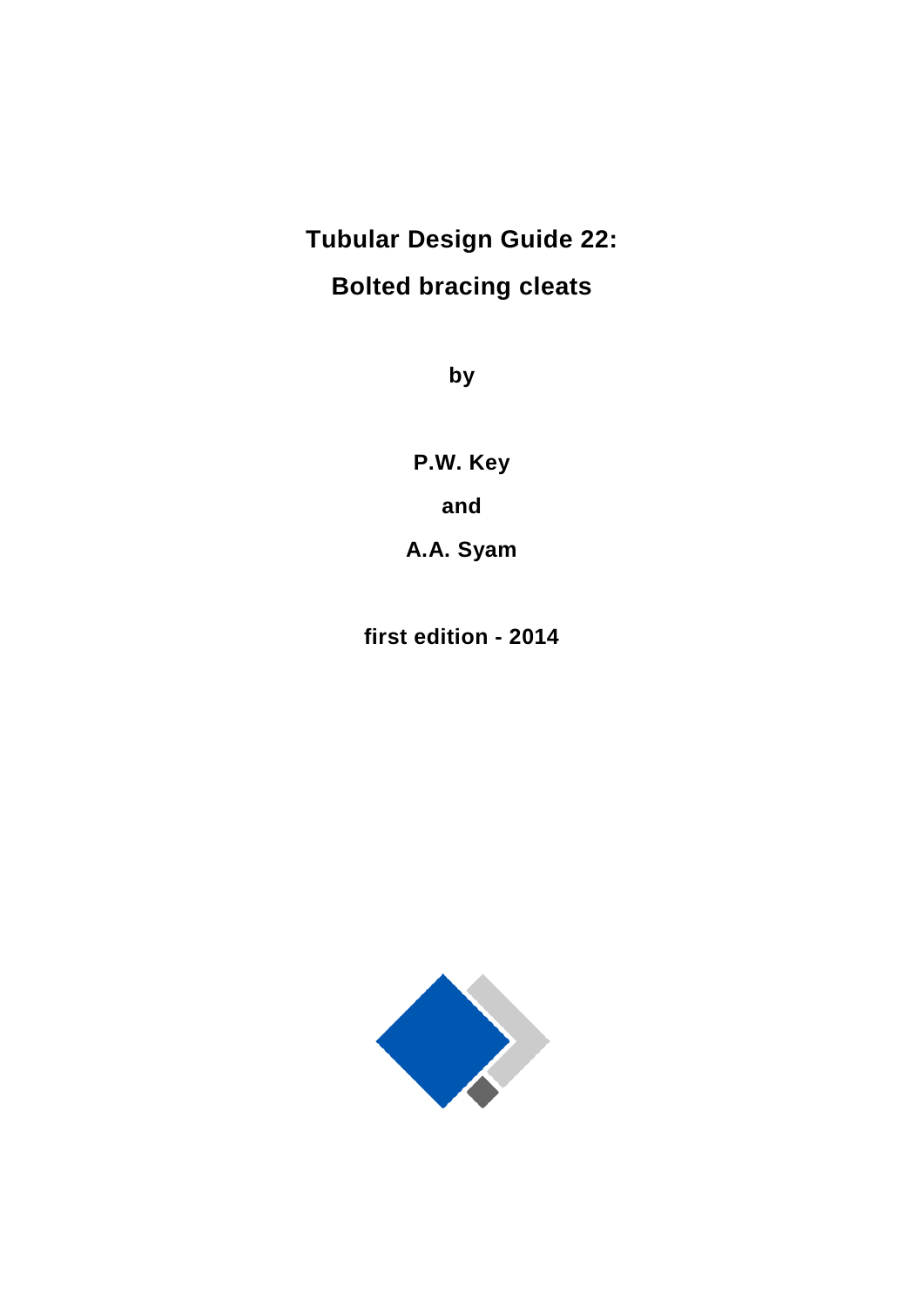# Tubular Design Guide 22:

# Bolted bracing cleats

**by**

**P.W. Key**

**and**

**A.A. Syam**

**first edition - 2014**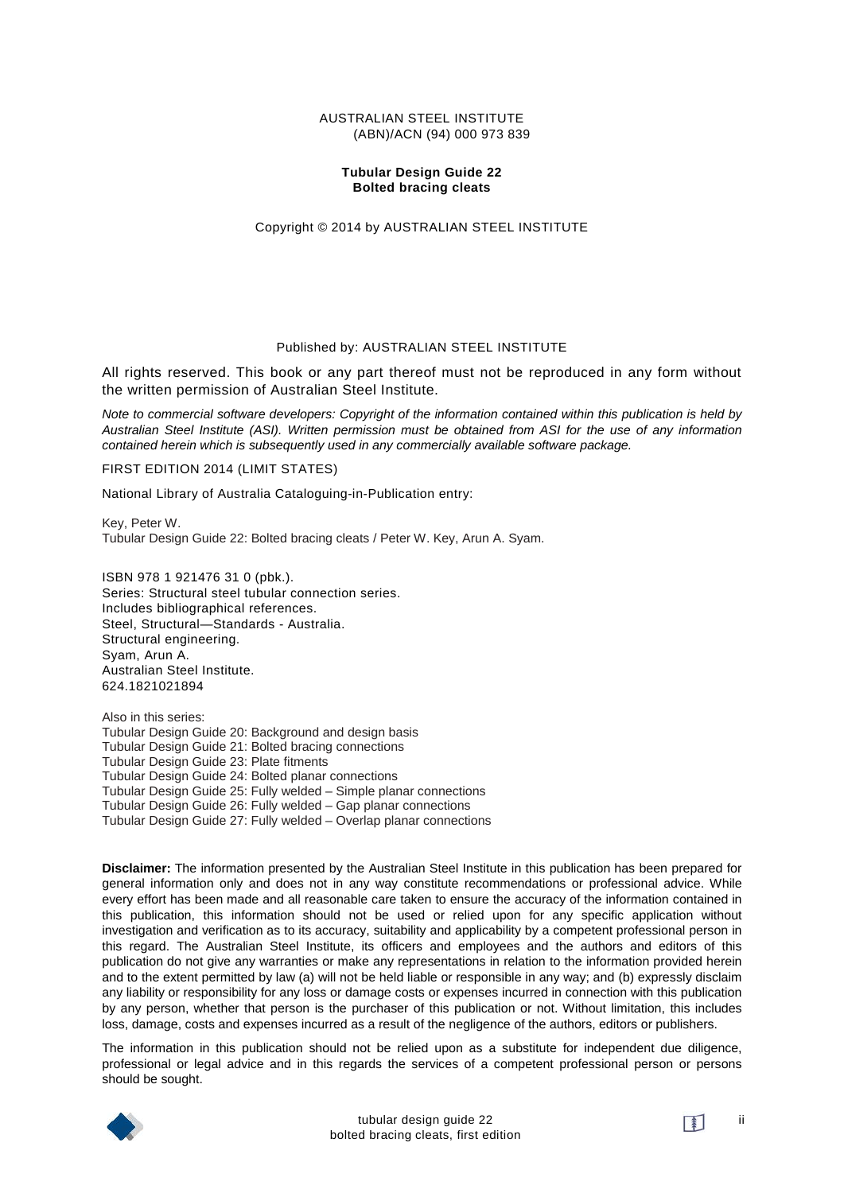AUSTRALIAN STEEL INSTITUTE
(ABN)/ACN (94) 000 973 839

**Tubular Design Guide 22**
**Bolted bracing cleats**

Copyright © 2014 by AUSTRALIAN STEEL INSTITUTE

Published by: AUSTRALIAN STEEL INSTITUTE

All rights reserved. This book or any part thereof must not be reproduced in any form without the written permission of Australian Steel Institute.

*Note to commercial software developers: Copyright of the information contained within this publication is held by Australian Steel Institute (ASI). Written permission must be obtained from ASI for the use of any information contained herein which is subsequently used in any commercially available software package.*

FIRST EDITION 2014 (LIMIT STATES)

National Library of Australia Cataloguing-in-Publication entry:

Key, Peter W.
Tubular Design Guide 22: Bolted bracing cleats / Peter W. Key, Arun A. Syam.

ISBN 978 1 921476 31 0 (pbk.).
Series: Structural steel tubular connection series.
Includes bibliographical references.
Steel, Structural—Standards - Australia.
Structural engineering.
Syam, Arun A.
Australian Steel Institute.
624.1821021894

Also in this series:
Tubular Design Guide 20: Background and design basis
Tubular Design Guide 21: Bolted bracing connections
Tubular Design Guide 23: Plate fitments
Tubular Design Guide 24: Bolted planar connections
Tubular Design Guide 25: Fully welded – Simple planar connections
Tubular Design Guide 26: Fully welded – Gap planar connections
Tubular Design Guide 27: Fully welded – Overlap planar connections

**Disclaimer:** The information presented by the Australian Steel Institute in this publication has been prepared for general information only and does not in any way constitute recommendations or professional advice. While every effort has been made and all reasonable care taken to ensure the accuracy of the information contained in this publication, this information should not be used or relied upon for any specific application without investigation and verification as to its accuracy, suitability and applicability by a competent professional person in this regard. The Australian Steel Institute, its officers and employees and the authors and editors of this publication do not give any warranties or make any representations in relation to the information provided herein and to the extent permitted by law (a) will not be held liable or responsible in any way; and (b) expressly disclaim any liability or responsibility for any loss or damage costs or expenses incurred in connection with this publication by any person, whether that person is the purchaser of this publication or not. Without limitation, this includes loss, damage, costs and expenses incurred as a result of the negligence of the authors, editors or publishers.

The information in this publication should not be relied upon as a substitute for independent due diligence, professional or legal advice and in this regards the services of a competent professional person or persons should be sought.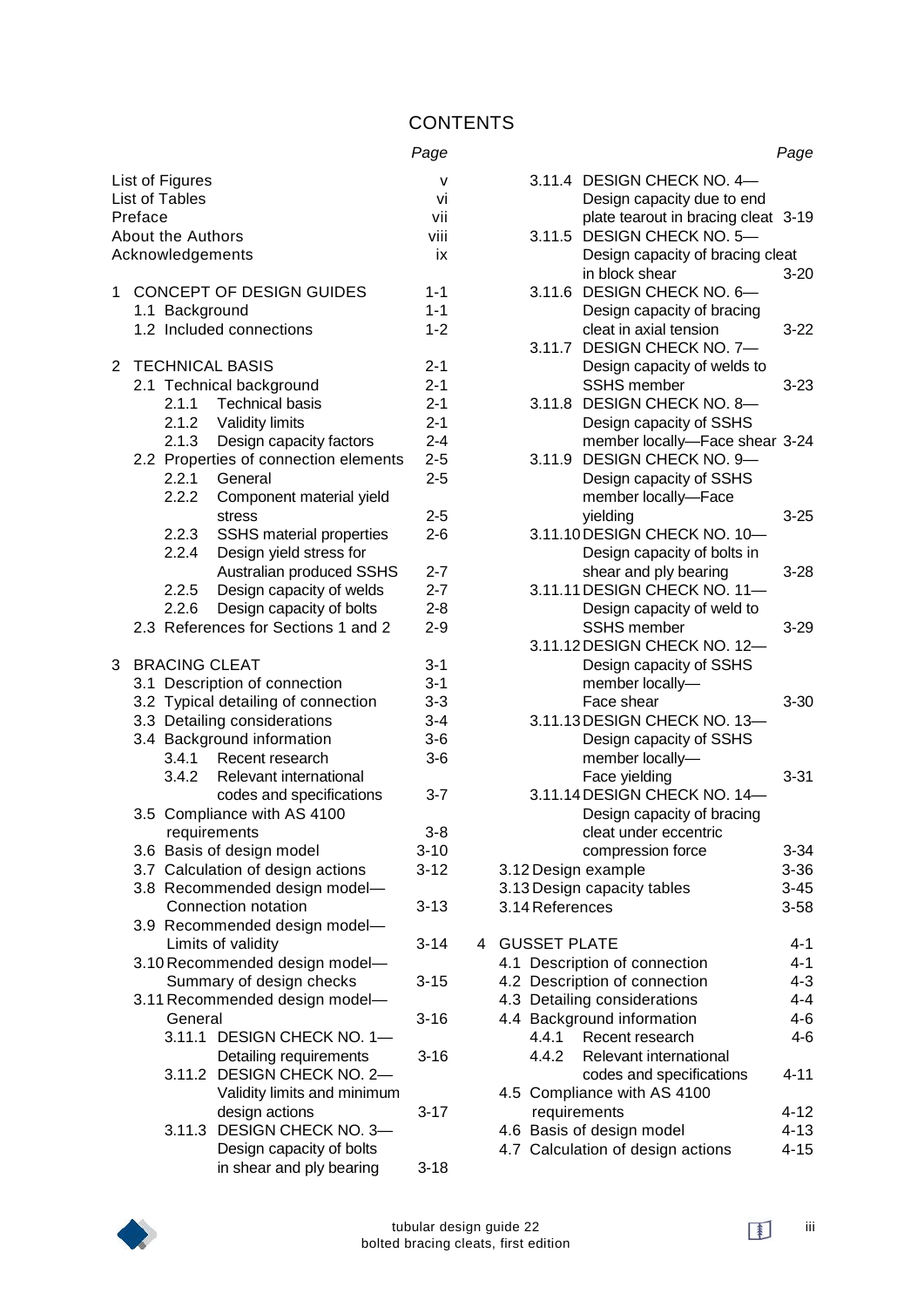# CONTENTS

| | Page |
|---|---|
| List of Figures | v |
| List of Tables | vi |
| Preface | vii |
| About the Authors | viii |
| Acknowledgements | ix |
| **1 CONCEPT OF DESIGN GUIDES** | 1-1 |
| 1.1 Background | 1-1 |
| 1.2 Included connections | 1-2 |
| **2 TECHNICAL BASIS** | 2-1 |
| 2.1 Technical background | 2-1 |
| 2.1.1 Technical basis | 2-1 |
| 2.1.2 Validity limits | 2-1 |
| 2.1.3 Design capacity factors | 2-4 |
| 2.2 Properties of connection elements | 2-5 |
| 2.2.1 General | 2-5 |
| 2.2.2 Component material yield stress | 2-5 |
| 2.2.3 SSHS material properties | 2-6 |
| 2.2.4 Design yield stress for Australian produced SSHS | 2-7 |
| 2.2.5 Design capacity of welds | 2-7 |
| 2.2.6 Design capacity of bolts | 2-8 |
| 2.3 References for Sections 1 and 2 | 2-9 |
| **3 BRACING CLEAT** | 3-1 |
| 3.1 Description of connection | 3-1 |
| 3.2 Typical detailing of connection | 3-3 |
| 3.3 Detailing considerations | 3-4 |
| 3.4 Background information | 3-6 |
| 3.4.1 Recent research | 3-6 |
| 3.4.2 Relevant international codes and specifications | 3-7 |
| 3.5 Compliance with AS 4100 requirements | 3-8 |
| 3.6 Basis of design model | 3-10 |
| 3.7 Calculation of design actions | 3-12 |
| 3.8 Recommended design model—Connection notation | 3-13 |
| 3.9 Recommended design model—Limits of validity | 3-14 |
| 3.10 Recommended design model—Summary of design checks | 3-15 |
| 3.11 Recommended design model—General | 3-16 |
| 3.11.1 DESIGN CHECK NO. 1—Detailing requirements | 3-16 |
| 3.11.2 DESIGN CHECK NO. 2—Validity limits and minimum design actions | 3-17 |
| 3.11.3 DESIGN CHECK NO. 3—Design capacity of bolts in shear and ply bearing | 3-18 |
| 3.11.4 DESIGN CHECK NO. 4—Design capacity due to end plate tearout in bracing cleat | 3-19 |
| 3.11.5 DESIGN CHECK NO. 5—Design capacity of bracing cleat in block shear | 3-20 |
| 3.11.6 DESIGN CHECK NO. 6—Design capacity of bracing cleat in axial tension | 3-22 |
| 3.11.7 DESIGN CHECK NO. 7—Design capacity of welds to SSHS member | 3-23 |
| 3.11.8 DESIGN CHECK NO. 8—Design capacity of SSHS member locally—Face shear | 3-24 |
| 3.11.9 DESIGN CHECK NO. 9—Design capacity of SSHS member locally—Face yielding | 3-25 |
| 3.11.10 DESIGN CHECK NO. 10—Design capacity of bolts in shear and ply bearing | 3-28 |
| 3.11.11 DESIGN CHECK NO. 11—Design capacity of weld to SSHS member | 3-29 |
| 3.11.12 DESIGN CHECK NO. 12—Design capacity of SSHS member locally—Face shear | 3-30 |
| 3.11.13 DESIGN CHECK NO. 13—Design capacity of SSHS member locally—Face yielding | 3-31 |
| 3.11.14 DESIGN CHECK NO. 14—Design capacity of bracing cleat under eccentric compression force | 3-34 |
| 3.12 Design example | 3-36 |
| 3.13 Design capacity tables | 3-45 |
| 3.14 References | 3-58 |
| **4 GUSSET PLATE** | 4-1 |
| 4.1 Description of connection | 4-1 |
| 4.2 Description of connection | 4-3 |
| 4.3 Detailing considerations | 4-4 |
| 4.4 Background information | 4-6 |
| 4.4.1 Recent research | 4-6 |
| 4.4.2 Relevant international codes and specifications | 4-11 |
| 4.5 Compliance with AS 4100 requirements | 4-12 |
| 4.6 Basis of design model | 4-13 |
| 4.7 Calculation of design actions | 4-15 |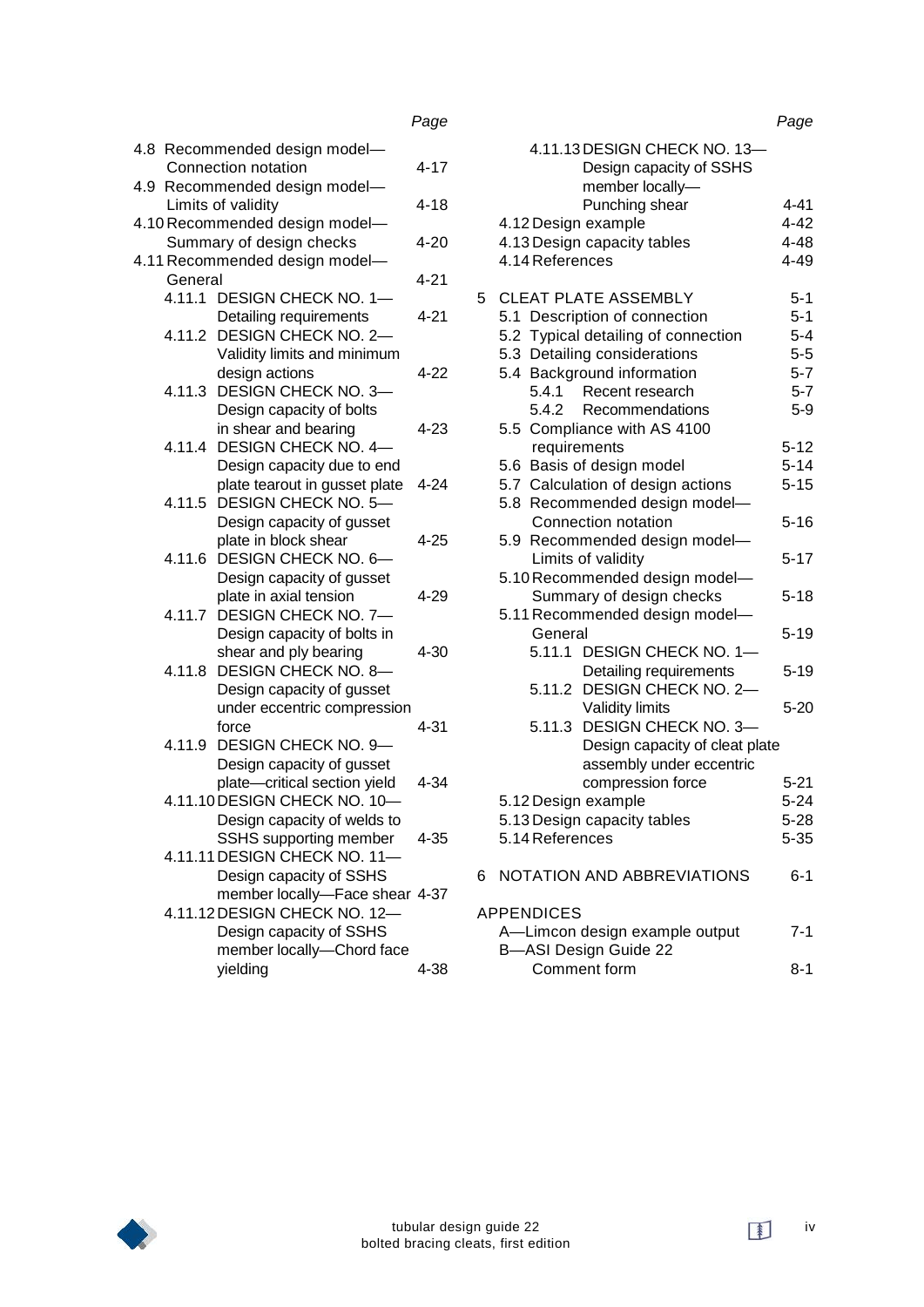| | Page |
|---|---|
| 4.8 Recommended design model—Connection notation | 4-17 |
| 4.9 Recommended design model—Limits of validity | 4-18 |
| 4.10 Recommended design model—Summary of design checks | 4-20 |
| 4.11 Recommended design model—General | 4-21 |
| 4.11.1 DESIGN CHECK NO. 1—Detailing requirements | 4-21 |
| 4.11.2 DESIGN CHECK NO. 2—Validity limits and minimum design actions | 4-22 |
| 4.11.3 DESIGN CHECK NO. 3—Design capacity of bolts in shear and bearing | 4-23 |
| 4.11.4 DESIGN CHECK NO. 4—Design capacity due to end plate tearout in gusset plate | 4-24 |
| 4.11.5 DESIGN CHECK NO. 5—Design capacity of gusset plate in block shear | 4-25 |
| 4.11.6 DESIGN CHECK NO. 6—Design capacity of gusset plate in axial tension | 4-29 |
| 4.11.7 DESIGN CHECK NO. 7—Design capacity of bolts in shear and ply bearing | 4-30 |
| 4.11.8 DESIGN CHECK NO. 8—Design capacity of gusset under eccentric compression force | 4-31 |
| 4.11.9 DESIGN CHECK NO. 9—Design capacity of gusset plate—critical section yield | 4-34 |
| 4.11.10 DESIGN CHECK NO. 10—Design capacity of welds to SSHS supporting member | 4-35 |
| 4.11.11 DESIGN CHECK NO. 11—Design capacity of SSHS member locally—Face shear | 4-37 |
| 4.11.12 DESIGN CHECK NO. 12—Design capacity of SSHS member locally—Chord face yielding | 4-38 |
| 4.11.13 DESIGN CHECK NO. 13—Design capacity of SSHS member locally—Punching shear | 4-41 |
| 4.12 Design example | 4-42 |
| 4.13 Design capacity tables | 4-48 |
| 4.14 References | 4-49 |
| 5 CLEAT PLATE ASSEMBLY | 5-1 |
| 5.1 Description of connection | 5-1 |
| 5.2 Typical detailing of connection | 5-4 |
| 5.3 Detailing considerations | 5-5 |
| 5.4 Background information | 5-7 |
| 5.4.1 Recent research | 5-7 |
| 5.4.2 Recommendations | 5-9 |
| 5.5 Compliance with AS 4100 requirements | 5-12 |
| 5.6 Basis of design model | 5-14 |
| 5.7 Calculation of design actions | 5-15 |
| 5.8 Recommended design model—Connection notation | 5-16 |
| 5.9 Recommended design model—Limits of validity | 5-17 |
| 5.10 Recommended design model—Summary of design checks | 5-18 |
| 5.11 Recommended design model—General | 5-19 |
| 5.11.1 DESIGN CHECK NO. 1—Detailing requirements | 5-19 |
| 5.11.2 DESIGN CHECK NO. 2—Validity limits | 5-20 |
| 5.11.3 DESIGN CHECK NO. 3—Design capacity of cleat plate assembly under eccentric compression force | 5-21 |
| 5.12 Design example | 5-24 |
| 5.13 Design capacity tables | 5-28 |
| 5.14 References | 5-35 |
| 6 NOTATION AND ABBREVIATIONS | 6-1 |
| APPENDICES | |
| A—Limcon design example output | 7-1 |
| B—ASI Design Guide 22 Comment form | 8-1 |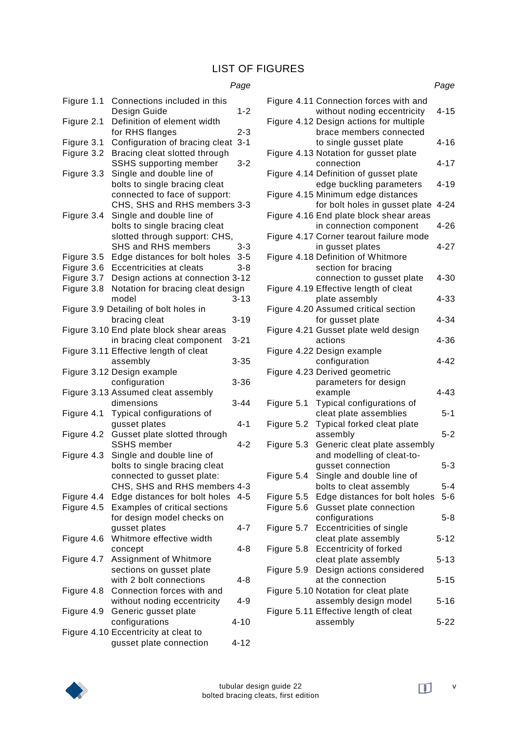# LIST OF FIGURES

| | | Page |
|---|---|---|
| Figure 1.1 | Connections included in this Design Guide | 1-2 |
| Figure 2.1 | Definition of element width for RHS flanges | 2-3 |
| Figure 3.1 | Configuration of bracing cleat | 3-1 |
| Figure 3.2 | Bracing cleat slotted through SSHS supporting member | 3-2 |
| Figure 3.3 | Single and double line of bolts to single bracing cleat connected to face of support: CHS, SHS and RHS members | 3-3 |
| Figure 3.4 | Single and double line of bolts to single bracing cleat slotted through support: CHS, SHS and RHS members | 3-3 |
| Figure 3.5 | Edge distances for bolt holes | 3-5 |
| Figure 3.6 | Eccentricities at cleats | 3-8 |
| Figure 3.7 | Design actions at connection | 3-12 |
| Figure 3.8 | Notation for bracing cleat design model | 3-13 |
| Figure 3.9 | Detailing of bolt holes in bracing cleat | 3-19 |
| Figure 3.10 | End plate block shear areas in bracing cleat component | 3-21 |
| Figure 3.11 | Effective length of cleat assembly | 3-35 |
| Figure 3.12 | Design example configuration | 3-36 |
| Figure 3.13 | Assumed cleat assembly dimensions | 3-44 |
| Figure 4.1 | Typical configurations of gusset plates | 4-1 |
| Figure 4.2 | Gusset plate slotted through SSHS member | 4-2 |
| Figure 4.3 | Single and double line of bolts to single bracing cleat connected to gusset plate: CHS, SHS and RHS members | 4-3 |
| Figure 4.4 | Edge distances for bolt holes | 4-5 |
| Figure 4.5 | Examples of critical sections for design model checks on gusset plates | 4-7 |
| Figure 4.6 | Whitmore effective width concept | 4-8 |
| Figure 4.7 | Assignment of Whitmore sections on gusset plate with 2 bolt connections | 4-8 |
| Figure 4.8 | Connection forces with and without noding eccentricity | 4-9 |
| Figure 4.9 | Generic gusset plate configurations | 4-10 |
| Figure 4.10 | Eccentricity at cleat to gusset plate connection | 4-12 |
| Figure 4.11 | Connection forces with and without noding eccentricity | 4-15 |
| Figure 4.12 | Design actions for multiple brace members connected to single gusset plate | 4-16 |
| Figure 4.13 | Notation for gusset plate connection | 4-17 |
| Figure 4.14 | Definition of gusset plate edge buckling parameters | 4-19 |
| Figure 4.15 | Minimum edge distances for bolt holes in gusset plate | 4-24 |
| Figure 4.16 | End plate block shear areas in connection component | 4-26 |
| Figure 4.17 | Corner tearout failure mode in gusset plates | 4-27 |
| Figure 4.18 | Definition of Whitmore section for bracing connection to gusset plate | 4-30 |
| Figure 4.19 | Effective length of cleat plate assembly | 4-33 |
| Figure 4.20 | Assumed critical section for gusset plate | 4-34 |
| Figure 4.21 | Gusset plate weld design actions | 4-36 |
| Figure 4.22 | Design example configuration | 4-42 |
| Figure 4.23 | Derived geometric parameters for design example | 4-43 |
| Figure 5.1 | Typical configurations of cleat plate assemblies | 5-1 |
| Figure 5.2 | Typical forked cleat plate assembly | 5-2 |
| Figure 5.3 | Generic cleat plate assembly and modelling of cleat-to-gusset connection | 5-3 |
| Figure 5.4 | Single and double line of bolts to cleat assembly | 5-4 |
| Figure 5.5 | Edge distances for bolt holes | 5-6 |
| Figure 5.6 | Gusset plate connection configurations | 5-8 |
| Figure 5.7 | Eccentricities of single cleat plate assembly | 5-12 |
| Figure 5.8 | Eccentricity of forked cleat plate assembly | 5-13 |
| Figure 5.9 | Design actions considered at the connection | 5-15 |
| Figure 5.10 | Notation for cleat plate assembly design model | 5-16 |
| Figure 5.11 | Effective length of cleat assembly | 5-22 |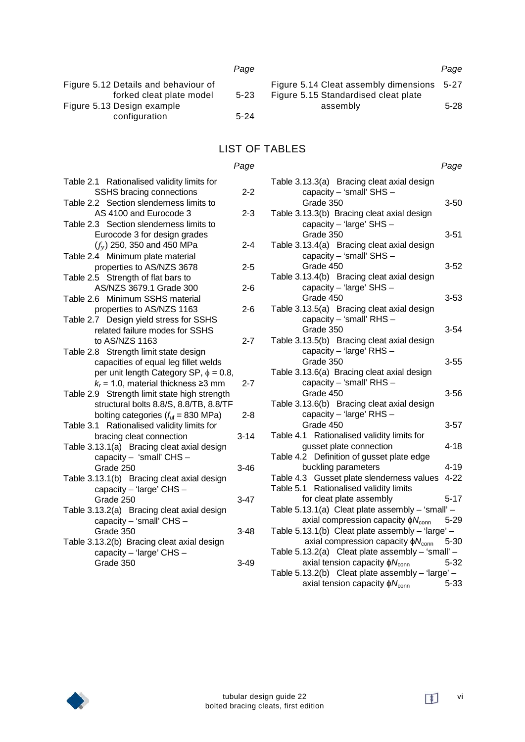| | Page |
|---|---|
| Figure 5.12 Details and behaviour of forked cleat plate model | 5-23 |
| Figure 5.13 Design example configuration | 5-24 |
| Figure 5.14 Cleat assembly dimensions | 5-27 |
| Figure 5.15 Standardised cleat plate assembly | 5-28 |

## LIST OF TABLES

| | Page |
|---|---|
| Table 2.1 Rationalised validity limits for SSHS bracing connections | 2-2 |
| Table 2.2 Section slenderness limits to AS 4100 and Eurocode 3 | 2-3 |
| Table 2.3 Section slenderness limits to Eurocode 3 for design grades ($f_y$) 250, 350 and 450 MPa | 2-4 |
| Table 2.4 Minimum plate material properties to AS/NZS 3678 | 2-5 |
| Table 2.5 Strength of flat bars to AS/NZS 3679.1 Grade 300 | 2-6 |
| Table 2.6 Minimum SSHS material properties to AS/NZS 1163 | 2-6 |
| Table 2.7 Design yield stress for SSHS related failure modes for SSHS to AS/NZS 1163 | 2-7 |
| Table 2.8 Strength limit state design capacities of equal leg fillet welds per unit length Category SP, $\phi$ = 0.8, $k_r$ = 1.0, material thickness ≥3 mm | 2-7 |
| Table 2.9 Strength limit state high strength structural bolts 8.8/S, 8.8/TB, 8.8/TF bolting categories ($f_{uf}$ = 830 MPa) | 2-8 |
| Table 3.1 Rationalised validity limits for bracing cleat connection | 3-14 |
| Table 3.13.1(a) Bracing cleat axial design capacity – 'small' CHS – Grade 250 | 3-46 |
| Table 3.13.1(b) Bracing cleat axial design capacity – 'large' CHS – Grade 250 | 3-47 |
| Table 3.13.2(a) Bracing cleat axial design capacity – 'small' CHS – Grade 350 | 3-48 |
| Table 3.13.2(b) Bracing cleat axial design capacity – 'large' CHS – Grade 350 | 3-49 |
| Table 3.13.3(a) Bracing cleat axial design capacity – 'small' SHS – Grade 350 | 3-50 |
| Table 3.13.3(b) Bracing cleat axial design capacity – 'large' SHS – Grade 350 | 3-51 |
| Table 3.13.4(a) Bracing cleat axial design capacity – 'small' SHS – Grade 450 | 3-52 |
| Table 3.13.4(b) Bracing cleat axial design capacity – 'large' SHS – Grade 450 | 3-53 |
| Table 3.13.5(a) Bracing cleat axial design capacity – 'small' RHS – Grade 350 | 3-54 |
| Table 3.13.5(b) Bracing cleat axial design capacity – 'large' RHS – Grade 350 | 3-55 |
| Table 3.13.6(a) Bracing cleat axial design capacity – 'small' RHS – Grade 450 | 3-56 |
| Table 3.13.6(b) Bracing cleat axial design capacity – 'large' RHS – Grade 450 | 3-57 |
| Table 4.1 Rationalised validity limits for gusset plate connection | 4-18 |
| Table 4.2 Definition of gusset plate edge buckling parameters | 4-19 |
| Table 4.3 Gusset plate slenderness values | 4-22 |
| Table 5.1 Rationalised validity limits for cleat plate assembly | 5-17 |
| Table 5.13.1(a) Cleat plate assembly – 'small' – axial compression capacity $\phi N_{conn}$ | 5-29 |
| Table 5.13.1(b) Cleat plate assembly – 'large' – axial compression capacity $\phi N_{conn}$ | 5-30 |
| Table 5.13.2(a) Cleat plate assembly – 'small' – axial tension capacity $\phi N_{conn}$ | 5-32 |
| Table 5.13.2(b) Cleat plate assembly – 'large' – axial tension capacity $\phi N_{conn}$ | 5-33 |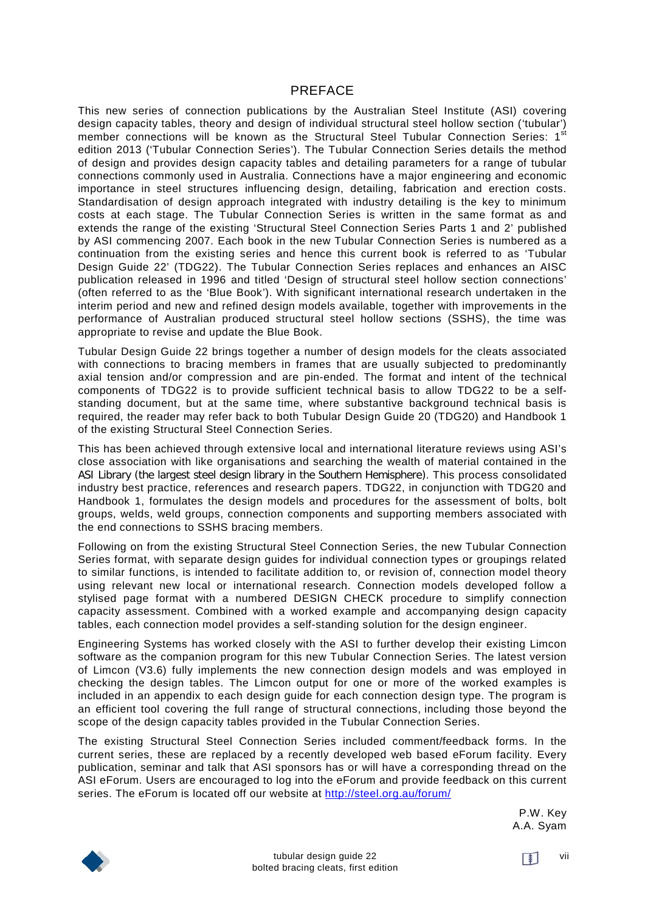# PREFACE

This new series of connection publications by the Australian Steel Institute (ASI) covering design capacity tables, theory and design of individual structural steel hollow section ('tubular') member connections will be known as the Structural Steel Tubular Connection Series: 1st edition 2013 ('Tubular Connection Series'). The Tubular Connection Series details the method of design and provides design capacity tables and detailing parameters for a range of tubular connections commonly used in Australia. Connections have a major engineering and economic importance in steel structures influencing design, detailing, fabrication and erection costs. Standardisation of design approach integrated with industry detailing is the key to minimum costs at each stage. The Tubular Connection Series is written in the same format as and extends the range of the existing 'Structural Steel Connection Series Parts 1 and 2' published by ASI commencing 2007. Each book in the new Tubular Connection Series is numbered as a continuation from the existing series and hence this current book is referred to as 'Tubular Design Guide 22' (TDG22). The Tubular Connection Series replaces and enhances an AISC publication released in 1996 and titled 'Design of structural steel hollow section connections' (often referred to as the 'Blue Book'). With significant international research undertaken in the interim period and new and refined design models available, together with improvements in the performance of Australian produced structural steel hollow sections (SSHS), the time was appropriate to revise and update the Blue Book.

Tubular Design Guide 22 brings together a number of design models for the cleats associated with connections to bracing members in frames that are usually subjected to predominantly axial tension and/or compression and are pin-ended. The format and intent of the technical components of TDG22 is to provide sufficient technical basis to allow TDG22 to be a self-standing document, but at the same time, where substantive background technical basis is required, the reader may refer back to both Tubular Design Guide 20 (TDG20) and Handbook 1 of the existing Structural Steel Connection Series.

This has been achieved through extensive local and international literature reviews using ASI's close association with like organisations and searching the wealth of material contained in the ASI Library (the largest steel design library in the Southern Hemisphere). This process consolidated industry best practice, references and research papers. TDG22, in conjunction with TDG20 and Handbook 1, formulates the design models and procedures for the assessment of bolts, bolt groups, welds, weld groups, connection components and supporting members associated with the end connections to SSHS bracing members.

Following on from the existing Structural Steel Connection Series, the new Tubular Connection Series format, with separate design guides for individual connection types or groupings related to similar functions, is intended to facilitate addition to, or revision of, connection model theory using relevant new local or international research. Connection models developed follow a stylised page format with a numbered DESIGN CHECK procedure to simplify connection capacity assessment. Combined with a worked example and accompanying design capacity tables, each connection model provides a self-standing solution for the design engineer.

Engineering Systems has worked closely with the ASI to further develop their existing Limcon software as the companion program for this new Tubular Connection Series. The latest version of Limcon (V3.6) fully implements the new connection design models and was employed in checking the design tables. The Limcon output for one or more of the worked examples is included in an appendix to each design guide for each connection design type. The program is an efficient tool covering the full range of structural connections, including those beyond the scope of the design capacity tables provided in the Tubular Connection Series.

The existing Structural Steel Connection Series included comment/feedback forms. In the current series, these are replaced by a recently developed web based eForum facility. Every publication, seminar and talk that ASI sponsors has or will have a corresponding thread on the ASI eForum. Users are encouraged to log into the eForum and provide feedback on this current series. The eForum is located off our website at http://steel.org.au/forum/

P.W. Key
A.A. Syam